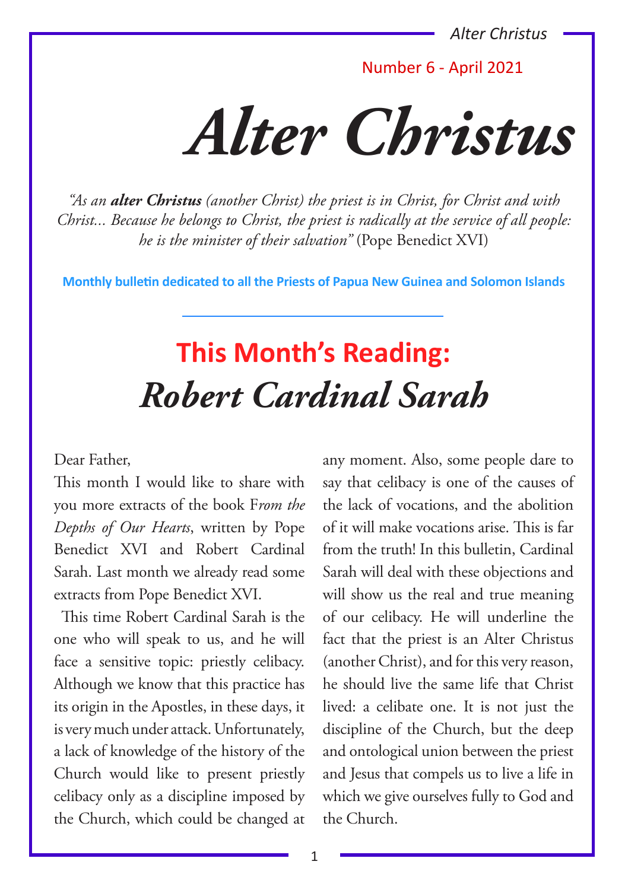Number 6 - April 2021

# Alter Christus

*"As an **alter Christus** (another Christ) the priest is in Christ, for Christ and with Christ... Because he belongs to Christ, the priest is radically at the service of all people: he is the minister of their salvation"* (Pope Benedict XVI)

**Monthly bulletin dedicated to all the Priests of Papua New Guinea and Solomon Islands**

## This Month's Reading: *Robert Cardinal Sarah*

Dear Father,

This month I would like to share with you more extracts of the book F*rom the Depths of Our Hearts*, written by Pope Benedict XVI and Robert Cardinal Sarah. Last month we already read some extracts from Pope Benedict XVI.

This time Robert Cardinal Sarah is the one who will speak to us, and he will face a sensitive topic: priestly celibacy. Although we know that this practice has its origin in the Apostles, in these days, it is very much under attack. Unfortunately, a lack of knowledge of the history of the Church would like to present priestly celibacy only as a discipline imposed by the Church, which could be changed at any moment. Also, some people dare to say that celibacy is one of the causes of the lack of vocations, and the abolition of it will make vocations arise. This is far from the truth! In this bulletin, Cardinal Sarah will deal with these objections and will show us the real and true meaning of our celibacy. He will underline the fact that the priest is an Alter Christus (another Christ), and for this very reason, he should live the same life that Christ lived: a celibate one. It is not just the discipline of the Church, but the deep and ontological union between the priest and Jesus that compels us to live a life in which we give ourselves fully to God and the Church.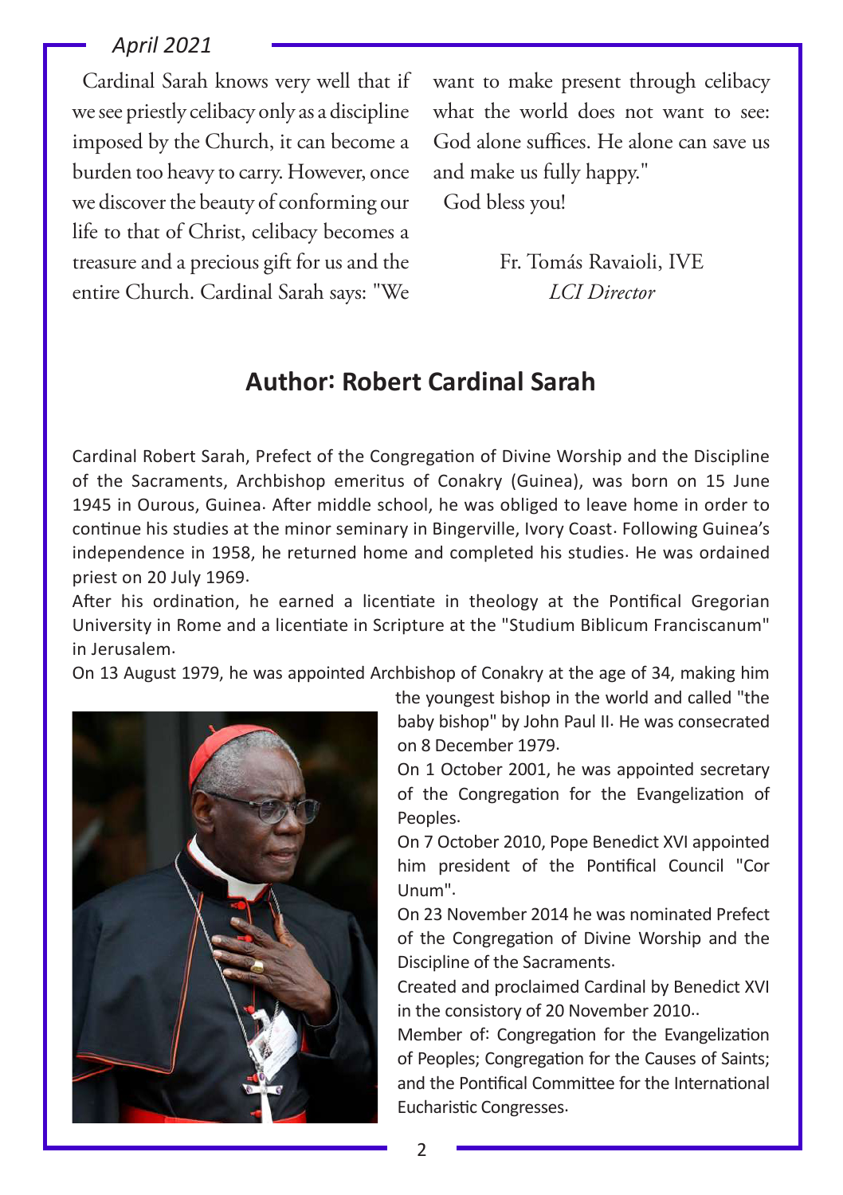*April 2021*

Cardinal Sarah knows very well that if we see priestly celibacy only as a discipline imposed by the Church, it can become a burden too heavy to carry. However, once we discover the beauty of conforming our life to that of Christ, celibacy becomes a treasure and a precious gift for us and the entire Church. Cardinal Sarah says: "We want to make present through celibacy what the world does not want to see: God alone suffices. He alone can save us and make us fully happy."

God bless you!

Fr. Tomás Ravaioli, IVE
*LCI Director*

## Author: Robert Cardinal Sarah

Cardinal Robert Sarah, Prefect of the Congregation of Divine Worship and the Discipline of the Sacraments, Archbishop emeritus of Conakry (Guinea), was born on 15 June 1945 in Ourous, Guinea. After middle school, he was obliged to leave home in order to continue his studies at the minor seminary in Bingerville, Ivory Coast. Following Guinea's independence in 1958, he returned home and completed his studies. He was ordained priest on 20 July 1969.

After his ordination, he earned a licentiate in theology at the Pontifical Gregorian University in Rome and a licentiate in Scripture at the "Studium Biblicum Franciscanum" in Jerusalem.

On 13 August 1979, he was appointed Archbishop of Conakry at the age of 34, making him the youngest bishop in the world and called "the baby bishop" by John Paul II. He was consecrated on 8 December 1979.

On 1 October 2001, he was appointed secretary of the Congregation for the Evangelization of Peoples.

On 7 October 2010, Pope Benedict XVI appointed him president of the Pontifical Council "Cor Unum".

On 23 November 2014 he was nominated Prefect of the Congregation of Divine Worship and the Discipline of the Sacraments.

Created and proclaimed Cardinal by Benedict XVI in the consistory of 20 November 2010..

Member of: Congregation for the Evangelization of Peoples; Congregation for the Causes of Saints; and the Pontifical Committee for the International Eucharistic Congresses.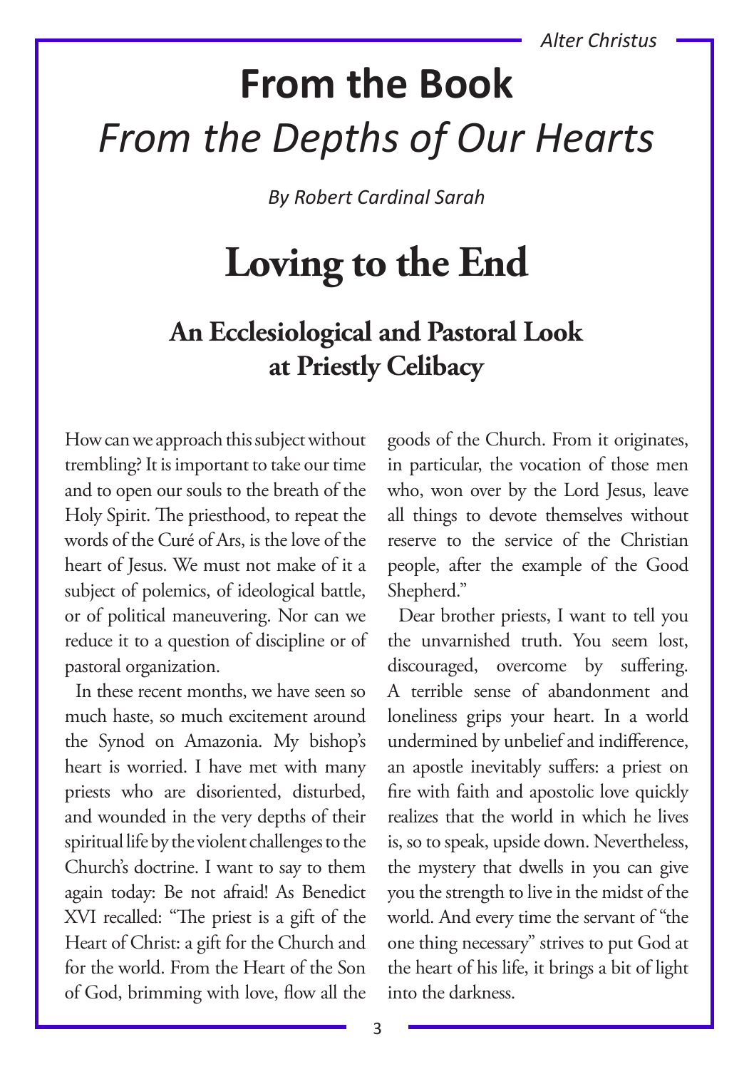# From the Book

## *From the Depths of Our Hearts*

*By Robert Cardinal Sarah*

# Loving to the End

## An Ecclesiological and Pastoral Look at Priestly Celibacy

How can we approach this subject without trembling? It is important to take our time and to open our souls to the breath of the Holy Spirit. The priesthood, to repeat the words of the Curé of Ars, is the love of the heart of Jesus. We must not make of it a subject of polemics, of ideological battle, or of political maneuvering. Nor can we reduce it to a question of discipline or of pastoral organization.

In these recent months, we have seen so much haste, so much excitement around the Synod on Amazonia. My bishop's heart is worried. I have met with many priests who are disoriented, disturbed, and wounded in the very depths of their spiritual life by the violent challenges to the Church's doctrine. I want to say to them again today: Be not afraid! As Benedict XVI recalled: "The priest is a gift of the Heart of Christ: a gift for the Church and for the world. From the Heart of the Son of God, brimming with love, flow all the goods of the Church. From it originates, in particular, the vocation of those men who, won over by the Lord Jesus, leave all things to devote themselves without reserve to the service of the Christian people, after the example of the Good Shepherd."

Dear brother priests, I want to tell you the unvarnished truth. You seem lost, discouraged, overcome by suffering. A terrible sense of abandonment and loneliness grips your heart. In a world undermined by unbelief and indifference, an apostle inevitably suffers: a priest on fire with faith and apostolic love quickly realizes that the world in which he lives is, so to speak, upside down. Nevertheless, the mystery that dwells in you can give you the strength to live in the midst of the world. And every time the servant of "the one thing necessary" strives to put God at the heart of his life, it brings a bit of light into the darkness.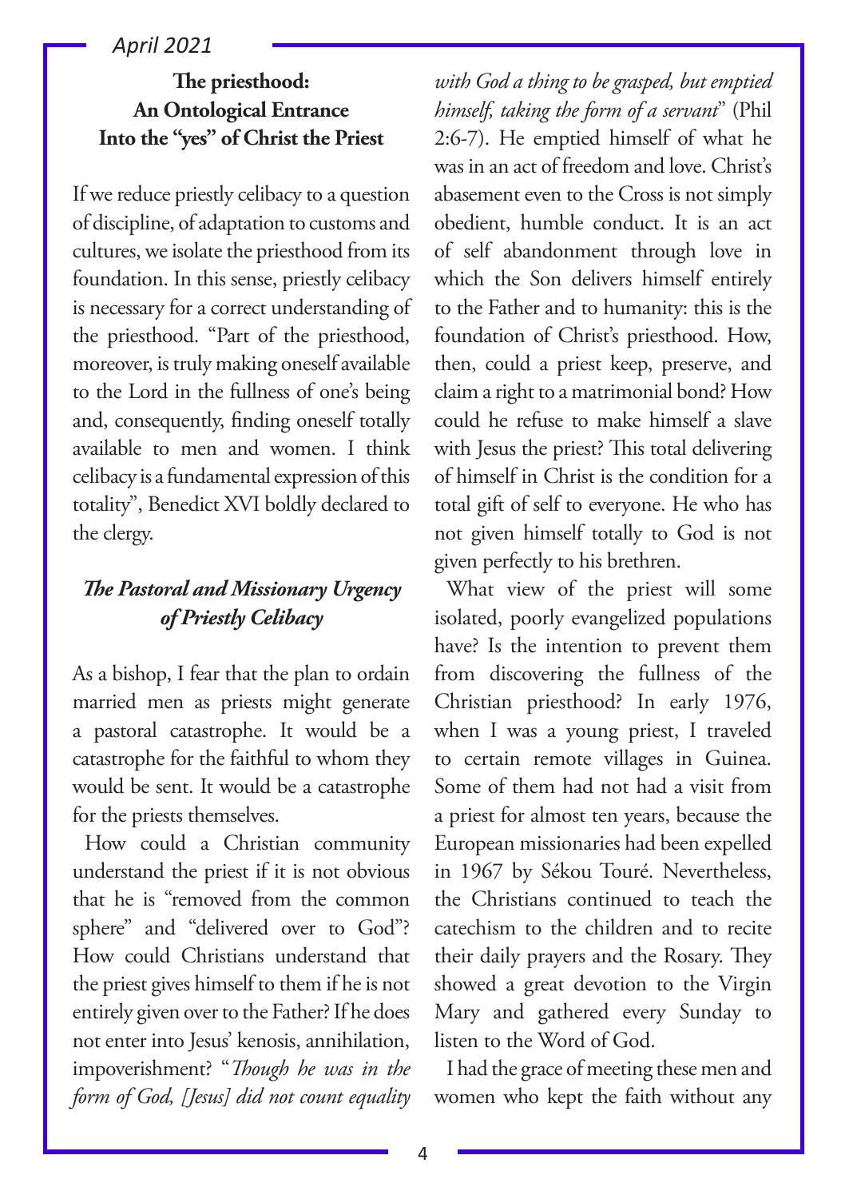## The priesthood: An Ontological Entrance Into the "yes" of Christ the Priest

If we reduce priestly celibacy to a question of discipline, of adaptation to customs and cultures, we isolate the priesthood from its foundation. In this sense, priestly celibacy is necessary for a correct understanding of the priesthood. "Part of the priesthood, moreover, is truly making oneself available to the Lord in the fullness of one's being and, consequently, finding oneself totally available to men and women. I think celibacy is a fundamental expression of this totality", Benedict XVI boldly declared to the clergy.

### *The Pastoral and Missionary Urgency of Priestly Celibacy*

As a bishop, I fear that the plan to ordain married men as priests might generate a pastoral catastrophe. It would be a catastrophe for the faithful to whom they would be sent. It would be a catastrophe for the priests themselves.

How could a Christian community understand the priest if it is not obvious that he is "removed from the common sphere" and "delivered over to God"? How could Christians understand that the priest gives himself to them if he is not entirely given over to the Father? If he does not enter into Jesus' kenosis, annihilation, impoverishment? "*Though he was in the form of God, [Jesus] did not count equality with God a thing to be grasped, but emptied himself, taking the form of a servant*" (Phil 2:6-7). He emptied himself of what he was in an act of freedom and love. Christ's abasement even to the Cross is not simply obedient, humble conduct. It is an act of self abandonment through love in which the Son delivers himself entirely to the Father and to humanity: this is the foundation of Christ's priesthood. How, then, could a priest keep, preserve, and claim a right to a matrimonial bond? How could he refuse to make himself a slave with Jesus the priest? This total delivering of himself in Christ is the condition for a total gift of self to everyone. He who has not given himself totally to God is not given perfectly to his brethren.

What view of the priest will some isolated, poorly evangelized populations have? Is the intention to prevent them from discovering the fullness of the Christian priesthood? In early 1976, when I was a young priest, I traveled to certain remote villages in Guinea. Some of them had not had a visit from a priest for almost ten years, because the European missionaries had been expelled in 1967 by Sékou Touré. Nevertheless, the Christians continued to teach the catechism to the children and to recite their daily prayers and the Rosary. They showed a great devotion to the Virgin Mary and gathered every Sunday to listen to the Word of God.

I had the grace of meeting these men and women who kept the faith without any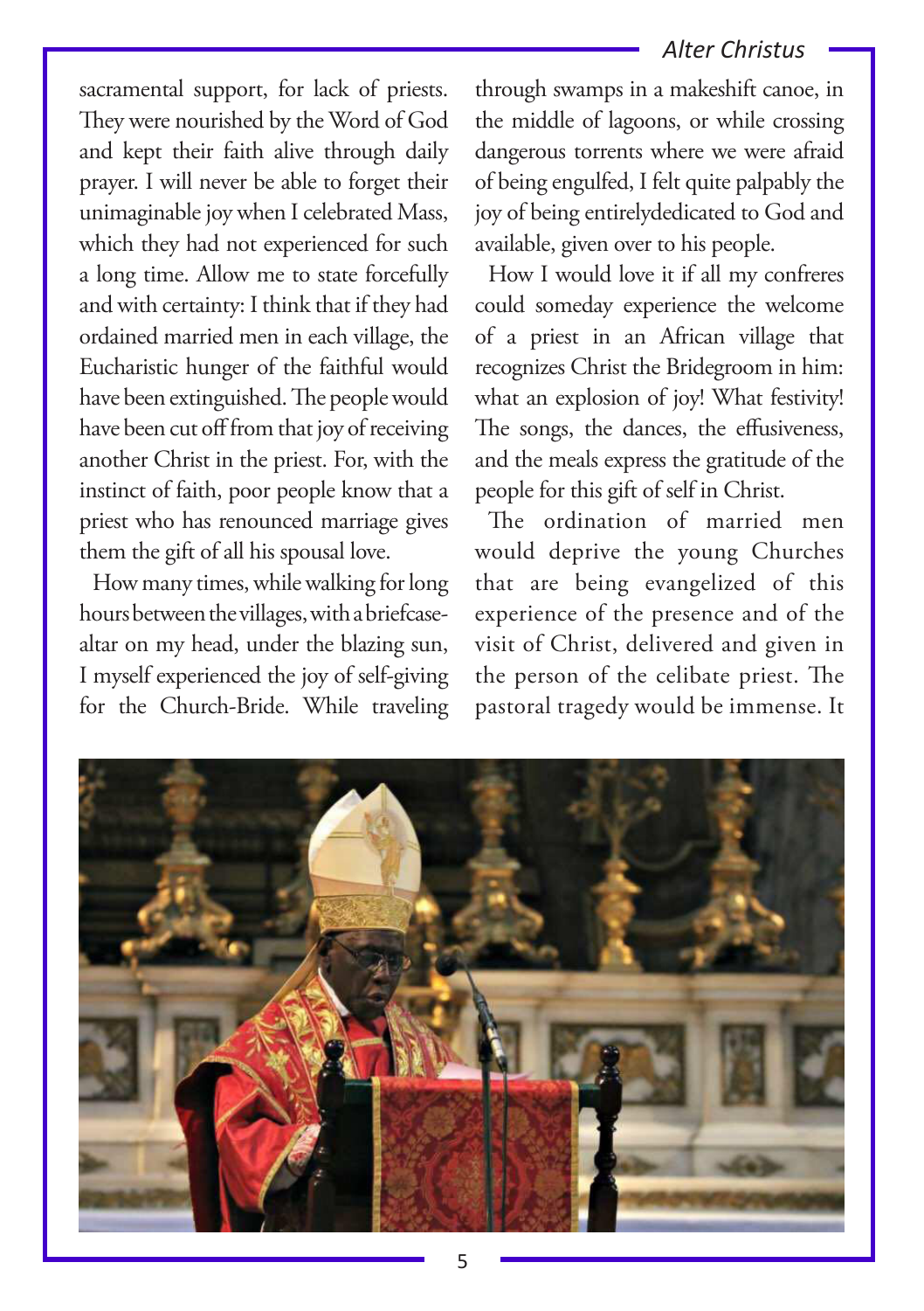sacramental support, for lack of priests. They were nourished by the Word of God and kept their faith alive through daily prayer. I will never be able to forget their unimaginable joy when I celebrated Mass, which they had not experienced for such a long time. Allow me to state forcefully and with certainty: I think that if they had ordained married men in each village, the Eucharistic hunger of the faithful would have been extinguished. The people would have been cut off from that joy of receiving another Christ in the priest. For, with the instinct of faith, poor people know that a priest who has renounced marriage gives them the gift of all his spousal love.

How many times, while walking for long hours between the villages, with a briefcase-altar on my head, under the blazing sun, I myself experienced the joy of self-giving for the Church-Bride. While traveling through swamps in a makeshift canoe, in the middle of lagoons, or while crossing dangerous torrents where we were afraid of being engulfed, I felt quite palpably the joy of being entirelydedicated to God and available, given over to his people.

How I would love it if all my confreres could someday experience the welcome of a priest in an African village that recognizes Christ the Bridegroom in him: what an explosion of joy! What festivity! The songs, the dances, the effusiveness, and the meals express the gratitude of the people for this gift of self in Christ.

The ordination of married men would deprive the young Churches that are being evangelized of this experience of the presence and of the visit of Christ, delivered and given in the person of the celibate priest. The pastoral tragedy would be immense. It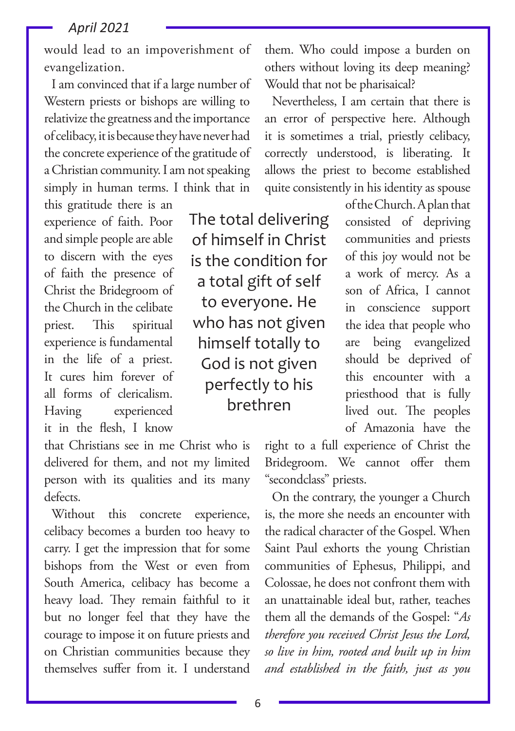would lead to an impoverishment of evangelization.

I am convinced that if a large number of Western priests or bishops are willing to relativize the greatness and the importance of celibacy, it is because they have never had the concrete experience of the gratitude of a Christian community. I am not speaking simply in human terms. I think that in this gratitude there is an experience of faith. Poor and simple people are able to discern with the eyes of faith the presence of Christ the Bridegroom of the Church in the celibate priest. This spiritual experience is fundamental in the life of a priest. It cures him forever of all forms of clericalism. Having experienced it in the flesh, I know that Christians see in me Christ who is delivered for them, and not my limited person with its qualities and its many defects.

Without this concrete experience, celibacy becomes a burden too heavy to carry. I get the impression that for some bishops from the West or even from South America, celibacy has become a heavy load. They remain faithful to it but no longer feel that they have the courage to impose it on future priests and on Christian communities because they themselves suffer from it. I understand them. Who could impose a burden on others without loving its deep meaning? Would that not be pharisaical?

> The total delivering of himself in Christ is the condition for a total gift of self to everyone. He who has not given himself totally to God is not given perfectly to his brethren

Nevertheless, I am certain that there is an error of perspective here. Although it is sometimes a trial, priestly celibacy, correctly understood, is liberating. It allows the priest to become established quite consistently in his identity as spouse of the Church. A plan that consisted of depriving communities and priests of this joy would not be a work of mercy. As a son of Africa, I cannot in conscience support the idea that people who are being evangelized should be deprived of this encounter with a priesthood that is fully lived out. The peoples of Amazonia have the right to a full experience of Christ the Bridegroom. We cannot offer them "secondclass" priests.

On the contrary, the younger a Church is, the more she needs an encounter with the radical character of the Gospel. When Saint Paul exhorts the young Christian communities of Ephesus, Philippi, and Colossae, he does not confront them with an unattainable ideal but, rather, teaches them all the demands of the Gospel: "*As therefore you received Christ Jesus the Lord, so live in him, rooted and built up in him and established in the faith, just as you*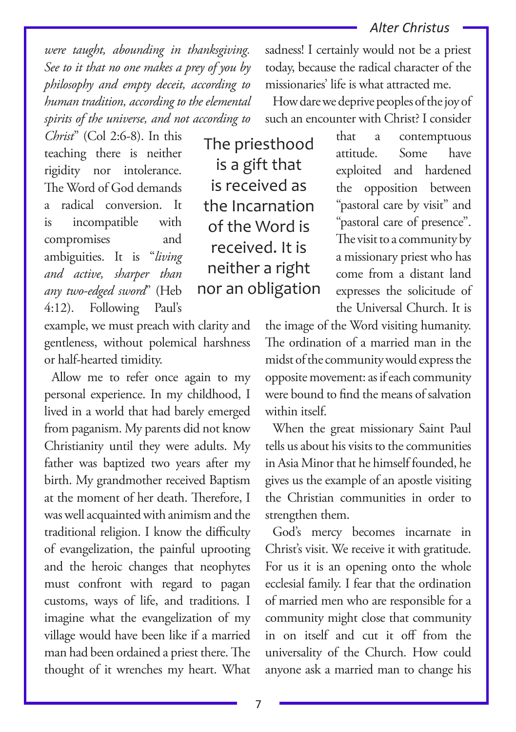*were taught, abounding in thanksgiving. See to it that no one makes a prey of you by philosophy and empty deceit, according to human tradition, according to the elemental spirits of the universe, and not according to Christ*" (Col 2:6-8). In this teaching there is neither rigidity nor intolerance. The Word of God demands a radical conversion. It is incompatible with compromises and ambiguities. It is "*living and active, sharper than any two-edged sword*" (Heb 4:12). Following Paul's example, we must preach with clarity and gentleness, without polemical harshness or half-hearted timidity.

> The priesthood is a gift that is received as the Incarnation of the Word is received. It is neither a right nor an obligation

Allow me to refer once again to my personal experience. In my childhood, I lived in a world that had barely emerged from paganism. My parents did not know Christianity until they were adults. My father was baptized two years after my birth. My grandmother received Baptism at the moment of her death. Therefore, I was well acquainted with animism and the traditional religion. I know the difficulty of evangelization, the painful uprooting and the heroic changes that neophytes must confront with regard to pagan customs, ways of life, and traditions. I imagine what the evangelization of my village would have been like if a married man had been ordained a priest there. The thought of it wrenches my heart. What sadness! I certainly would not be a priest today, because the radical character of the missionaries' life is what attracted me.

How dare we deprive peoples of the joy of such an encounter with Christ? I consider that a contemptuous attitude. Some have exploited and hardened the opposition between "pastoral care by visit" and "pastoral care of presence". The visit to a community by a missionary priest who has come from a distant land expresses the solicitude of the Universal Church. It is the image of the Word visiting humanity. The ordination of a married man in the midst of the community would express the opposite movement: as if each community were bound to find the means of salvation within itself.

When the great missionary Saint Paul tells us about his visits to the communities in Asia Minor that he himself founded, he gives us the example of an apostle visiting the Christian communities in order to strengthen them.

God's mercy becomes incarnate in Christ's visit. We receive it with gratitude. For us it is an opening onto the whole ecclesial family. I fear that the ordination of married men who are responsible for a community might close that community in on itself and cut it off from the universality of the Church. How could anyone ask a married man to change his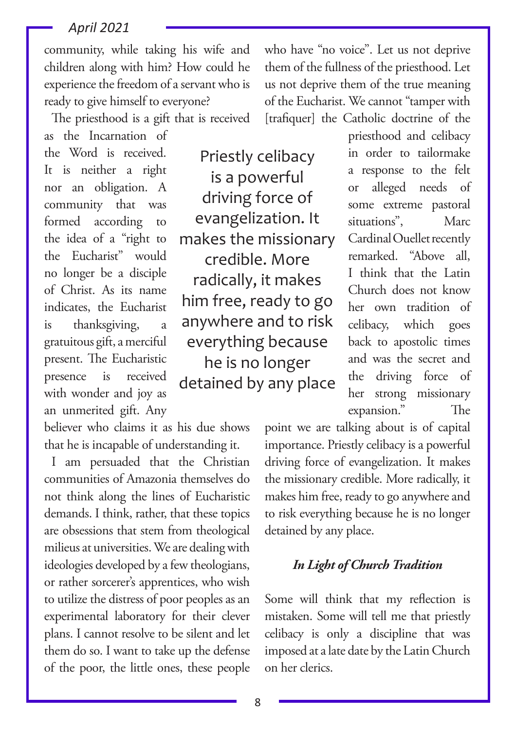community, while taking his wife and children along with him? How could he experience the freedom of a servant who is ready to give himself to everyone?

The priesthood is a gift that is received as the Incarnation of the Word is received. It is neither a right nor an obligation. A community that was formed according to the idea of a "right to the Eucharist" would no longer be a disciple of Christ. As its name indicates, the Eucharist is thanksgiving, a gratuitous gift, a merciful present. The Eucharistic presence is received with wonder and joy as an unmerited gift. Any believer who claims it as his due shows that he is incapable of understanding it.

> Priestly celibacy is a powerful driving force of evangelization. It makes the missionary credible. More radically, it makes him free, ready to go anywhere and to risk everything because he is no longer detained by any place

I am persuaded that the Christian communities of Amazonia themselves do not think along the lines of Eucharistic demands. I think, rather, that these topics are obsessions that stem from theological milieus at universities. We are dealing with ideologies developed by a few theologians, or rather sorcerer's apprentices, who wish to utilize the distress of poor peoples as an experimental laboratory for their clever plans. I cannot resolve to be silent and let them do so. I want to take up the defense of the poor, the little ones, these people who have "no voice". Let us not deprive them of the fullness of the priesthood. Let us not deprive them of the true meaning of the Eucharist. We cannot "tamper with [trafiquer] the Catholic doctrine of the priesthood and celibacy in order to tailormake a response to the felt or alleged needs of some extreme pastoral situations", Marc Cardinal Ouellet recently remarked. "Above all, I think that the Latin Church does not know her own tradition of celibacy, which goes back to apostolic times and was the secret and the driving force of her strong missionary expansion." The point we are talking about is of capital importance. Priestly celibacy is a powerful driving force of evangelization. It makes the missionary credible. More radically, it makes him free, ready to go anywhere and to risk everything because he is no longer detained by any place.

### *In Light of Church Tradition*

Some will think that my reflection is mistaken. Some will tell me that priestly celibacy is only a discipline that was imposed at a late date by the Latin Church on her clerics.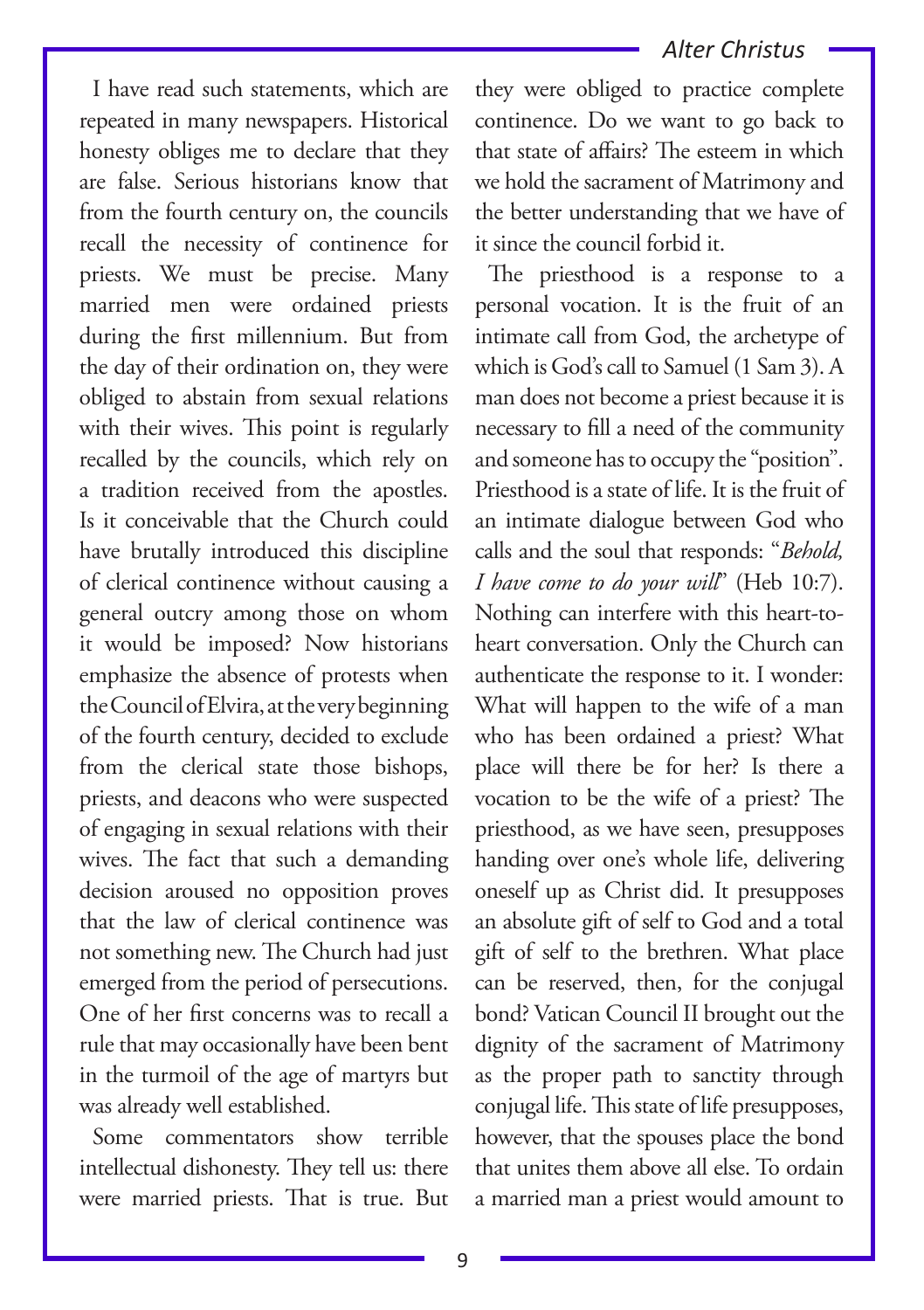I have read such statements, which are repeated in many newspapers. Historical honesty obliges me to declare that they are false. Serious historians know that from the fourth century on, the councils recall the necessity of continence for priests. We must be precise. Many married men were ordained priests during the first millennium. But from the day of their ordination on, they were obliged to abstain from sexual relations with their wives. This point is regularly recalled by the councils, which rely on a tradition received from the apostles. Is it conceivable that the Church could have brutally introduced this discipline of clerical continence without causing a general outcry among those on whom it would be imposed? Now historians emphasize the absence of protests when the Council of Elvira, at the very beginning of the fourth century, decided to exclude from the clerical state those bishops, priests, and deacons who were suspected of engaging in sexual relations with their wives. The fact that such a demanding decision aroused no opposition proves that the law of clerical continence was not something new. The Church had just emerged from the period of persecutions. One of her first concerns was to recall a rule that may occasionally have been bent in the turmoil of the age of martyrs but was already well established.

Some commentators show terrible intellectual dishonesty. They tell us: there were married priests. That is true. But they were obliged to practice complete continence. Do we want to go back to that state of affairs? The esteem in which we hold the sacrament of Matrimony and the better understanding that we have of it since the council forbid it.

The priesthood is a response to a personal vocation. It is the fruit of an intimate call from God, the archetype of which is God's call to Samuel (1 Sam 3). A man does not become a priest because it is necessary to fill a need of the community and someone has to occupy the "position". Priesthood is a state of life. It is the fruit of an intimate dialogue between God who calls and the soul that responds: "*Behold, I have come to do your will*" (Heb 10:7). Nothing can interfere with this heart-to-heart conversation. Only the Church can authenticate the response to it. I wonder: What will happen to the wife of a man who has been ordained a priest? What place will there be for her? Is there a vocation to be the wife of a priest? The priesthood, as we have seen, presupposes handing over one's whole life, delivering oneself up as Christ did. It presupposes an absolute gift of self to God and a total gift of self to the brethren. What place can be reserved, then, for the conjugal bond? Vatican Council II brought out the dignity of the sacrament of Matrimony as the proper path to sanctity through conjugal life. This state of life presupposes, however, that the spouses place the bond that unites them above all else. To ordain a married man a priest would amount to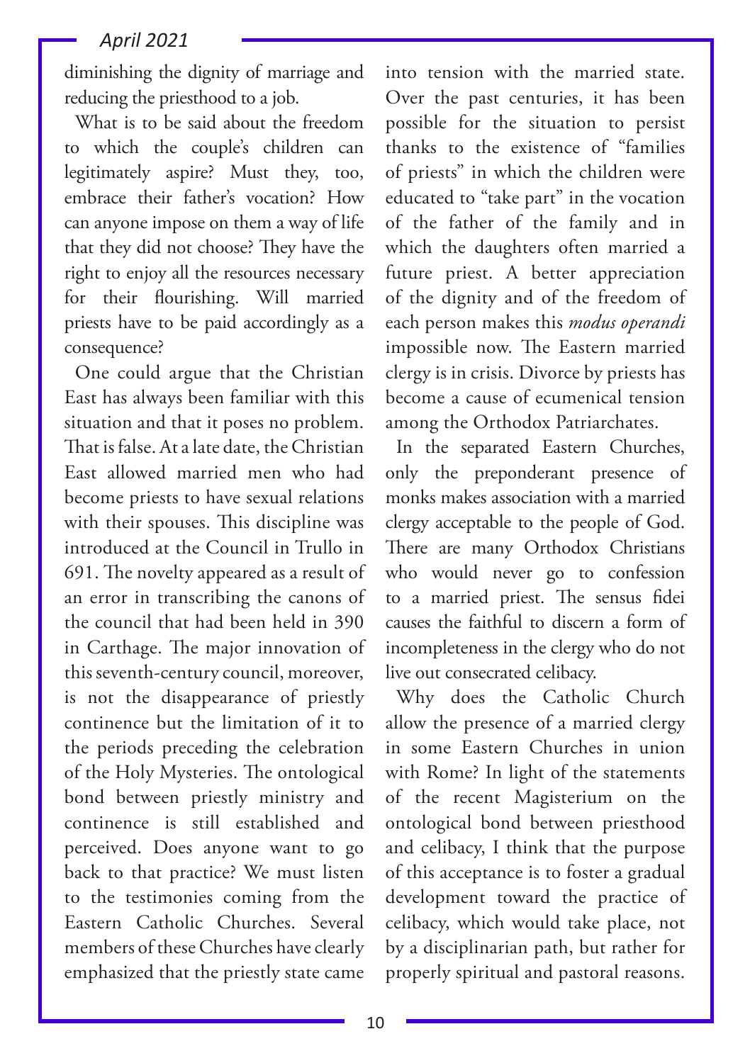diminishing the dignity of marriage and reducing the priesthood to a job.

What is to be said about the freedom to which the couple's children can legitimately aspire? Must they, too, embrace their father's vocation? How can anyone impose on them a way of life that they did not choose? They have the right to enjoy all the resources necessary for their flourishing. Will married priests have to be paid accordingly as a consequence?

One could argue that the Christian East has always been familiar with this situation and that it poses no problem. That is false. At a late date, the Christian East allowed married men who had become priests to have sexual relations with their spouses. This discipline was introduced at the Council in Trullo in 691. The novelty appeared as a result of an error in transcribing the canons of the council that had been held in 390 in Carthage. The major innovation of this seventh-century council, moreover, is not the disappearance of priestly continence but the limitation of it to the periods preceding the celebration of the Holy Mysteries. The ontological bond between priestly ministry and continence is still established and perceived. Does anyone want to go back to that practice? We must listen to the testimonies coming from the Eastern Catholic Churches. Several members of these Churches have clearly emphasized that the priestly state came into tension with the married state. Over the past centuries, it has been possible for the situation to persist thanks to the existence of "families of priests" in which the children were educated to "take part" in the vocation of the father of the family and in which the daughters often married a future priest. A better appreciation of the dignity and of the freedom of each person makes this *modus operandi* impossible now. The Eastern married clergy is in crisis. Divorce by priests has become a cause of ecumenical tension among the Orthodox Patriarchates.

In the separated Eastern Churches, only the preponderant presence of monks makes association with a married clergy acceptable to the people of God. There are many Orthodox Christians who would never go to confession to a married priest. The sensus fidei causes the faithful to discern a form of incompleteness in the clergy who do not live out consecrated celibacy.

Why does the Catholic Church allow the presence of a married clergy in some Eastern Churches in union with Rome? In light of the statements of the recent Magisterium on the ontological bond between priesthood and celibacy, I think that the purpose of this acceptance is to foster a gradual development toward the practice of celibacy, which would take place, not by a disciplinarian path, but rather for properly spiritual and pastoral reasons.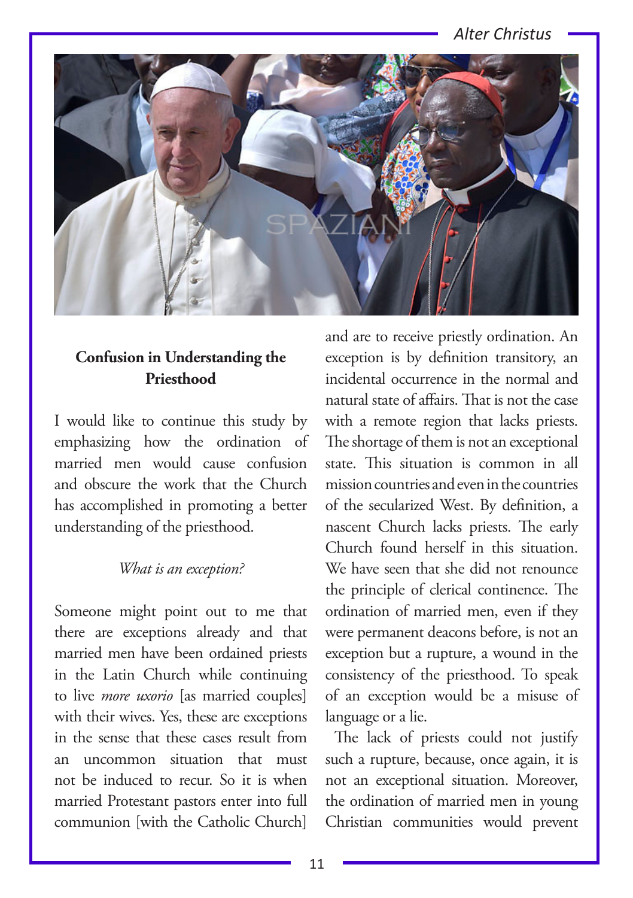## Confusion in Understanding the Priesthood

I would like to continue this study by emphasizing how the ordination of married men would cause confusion and obscure the work that the Church has accomplished in promoting a better understanding of the priesthood.

### *What is an exception?*

Someone might point out to me that there are exceptions already and that married men have been ordained priests in the Latin Church while continuing to live *more uxorio* [as married couples] with their wives. Yes, these are exceptions in the sense that these cases result from an uncommon situation that must not be induced to recur. So it is when married Protestant pastors enter into full communion [with the Catholic Church] and are to receive priestly ordination. An exception is by definition transitory, an incidental occurrence in the normal and natural state of affairs. That is not the case with a remote region that lacks priests. The shortage of them is not an exceptional state. This situation is common in all mission countries and even in the countries of the secularized West. By definition, a nascent Church lacks priests. The early Church found herself in this situation. We have seen that she did not renounce the principle of clerical continence. The ordination of married men, even if they were permanent deacons before, is not an exception but a rupture, a wound in the consistency of the priesthood. To speak of an exception would be a misuse of language or a lie.

The lack of priests could not justify such a rupture, because, once again, it is not an exceptional situation. Moreover, the ordination of married men in young Christian communities would prevent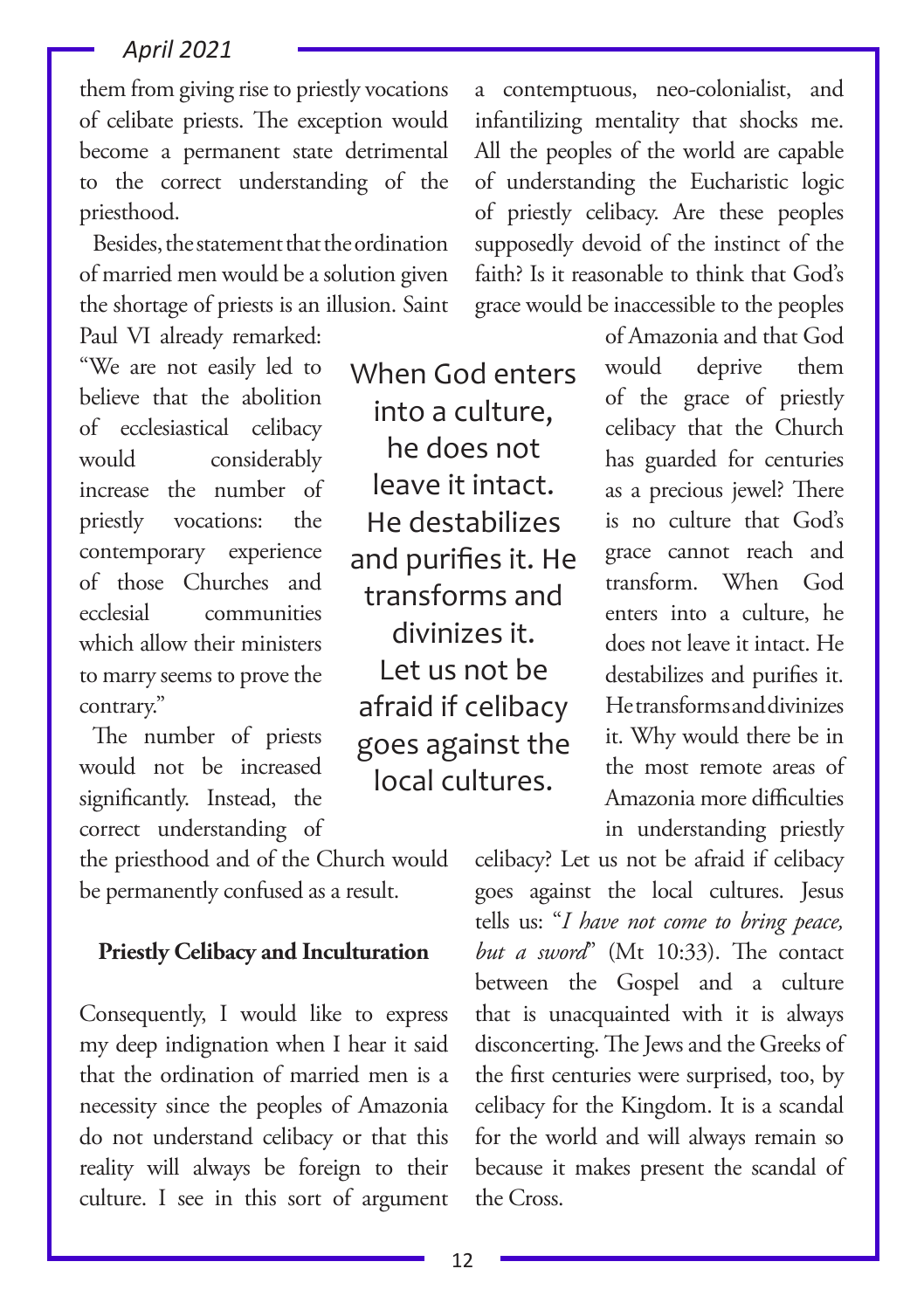them from giving rise to priestly vocations of celibate priests. The exception would become a permanent state detrimental to the correct understanding of the priesthood.

Besides, the statement that the ordination of married men would be a solution given the shortage of priests is an illusion. Saint Paul VI already remarked: "We are not easily led to believe that the abolition of ecclesiastical celibacy would considerably increase the number of priestly vocations: the contemporary experience of those Churches and ecclesial communities which allow their ministers to marry seems to prove the contrary."

The number of priests would not be increased significantly. Instead, the correct understanding of the priesthood and of the Church would be permanently confused as a result.

> When God enters into a culture, he does not leave it intact. He destabilizes and purifies it. He transforms and divinizes it. Let us not be afraid if celibacy goes against the local cultures.

### Priestly Celibacy and Inculturation

Consequently, I would like to express my deep indignation when I hear it said that the ordination of married men is a necessity since the peoples of Amazonia do not understand celibacy or that this reality will always be foreign to their culture. I see in this sort of argument a contemptuous, neo-colonialist, and infantilizing mentality that shocks me. All the peoples of the world are capable of understanding the Eucharistic logic of priestly celibacy. Are these peoples supposedly devoid of the instinct of the faith? Is it reasonable to think that God's grace would be inaccessible to the peoples of Amazonia and that God would deprive them of the grace of priestly celibacy that the Church has guarded for centuries as a precious jewel? There is no culture that God's grace cannot reach and transform. When God enters into a culture, he does not leave it intact. He destabilizes and purifies it. He transforms and divinizes it. Why would there be in the most remote areas of Amazonia more difficulties in understanding priestly celibacy? Let us not be afraid if celibacy goes against the local cultures. Jesus tells us: "*I have not come to bring peace, but a sword*" (Mt 10:33). The contact between the Gospel and a culture that is unacquainted with it is always disconcerting. The Jews and the Greeks of the first centuries were surprised, too, by celibacy for the Kingdom. It is a scandal for the world and will always remain so because it makes present the scandal of the Cross.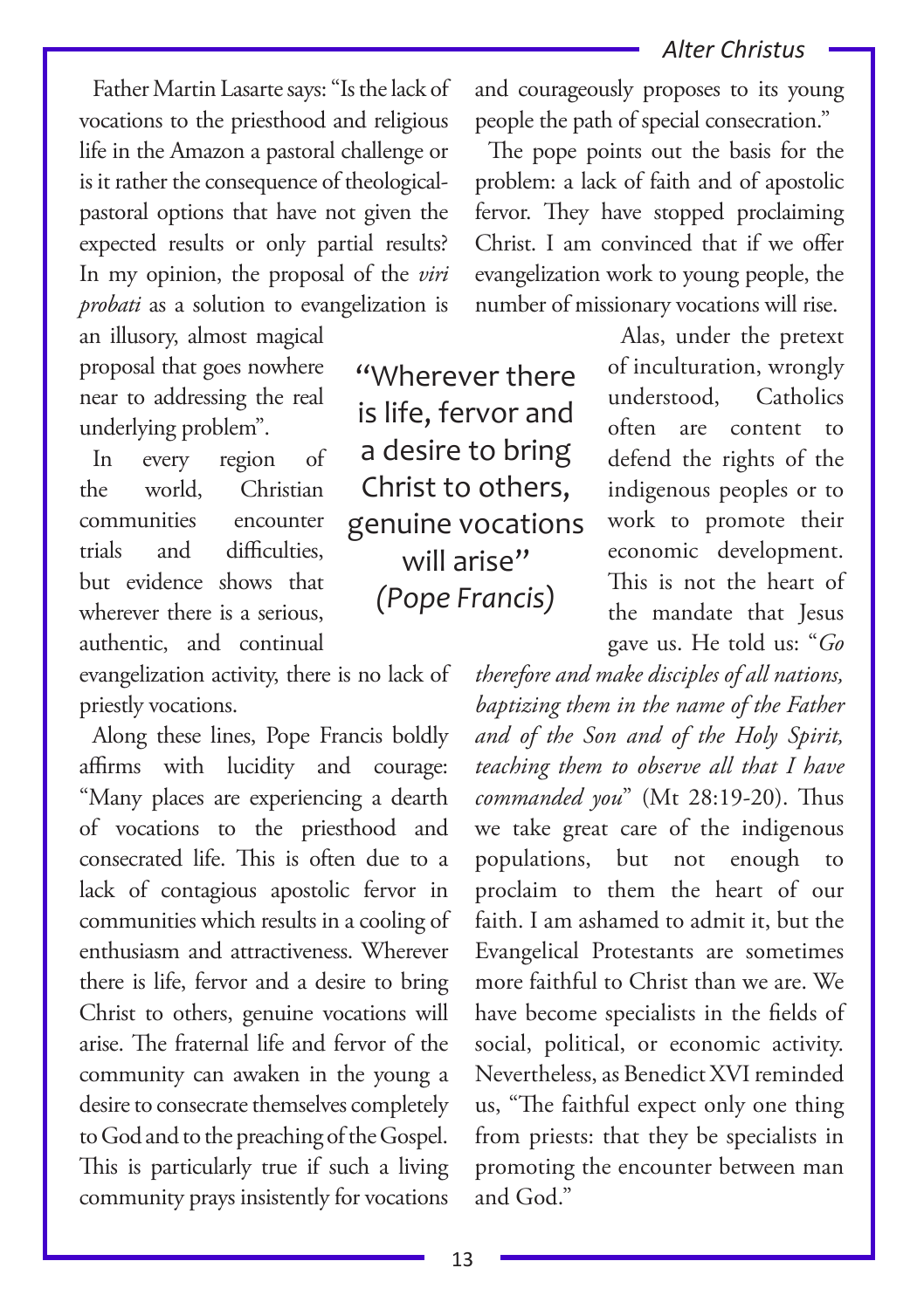Father Martin Lasarte says: "Is the lack of vocations to the priesthood and religious life in the Amazon a pastoral challenge or is it rather the consequence of theological-pastoral options that have not given the expected results or only partial results? In my opinion, the proposal of the *viri probati* as a solution to evangelization is an illusory, almost magical proposal that goes nowhere near to addressing the real underlying problem".

In every region of the world, Christian communities encounter trials and difficulties, but evidence shows that wherever there is a serious, authentic, and continual evangelization activity, there is no lack of priestly vocations.

> "Wherever there is life, fervor and a desire to bring Christ to others, genuine vocations will arise" *(Pope Francis)*

Along these lines, Pope Francis boldly affirms with lucidity and courage: "Many places are experiencing a dearth of vocations to the priesthood and consecrated life. This is often due to a lack of contagious apostolic fervor in communities which results in a cooling of enthusiasm and attractiveness. Wherever there is life, fervor and a desire to bring Christ to others, genuine vocations will arise. The fraternal life and fervor of the community can awaken in the young a desire to consecrate themselves completely to God and to the preaching of the Gospel. This is particularly true if such a living community prays insistently for vocations and courageously proposes to its young people the path of special consecration."

The pope points out the basis for the problem: a lack of faith and of apostolic fervor. They have stopped proclaiming Christ. I am convinced that if we offer evangelization work to young people, the number of missionary vocations will rise.

Alas, under the pretext of inculturation, wrongly understood, Catholics often are content to defend the rights of the indigenous peoples or to work to promote their economic development. This is not the heart of the mandate that Jesus gave us. He told us: "*Go therefore and make disciples of all nations, baptizing them in the name of the Father and of the Son and of the Holy Spirit, teaching them to observe all that I have commanded you*" (Mt 28:19-20). Thus we take great care of the indigenous populations, but not enough to proclaim to them the heart of our faith. I am ashamed to admit it, but the Evangelical Protestants are sometimes more faithful to Christ than we are. We have become specialists in the fields of social, political, or economic activity. Nevertheless, as Benedict XVI reminded us, "The faithful expect only one thing from priests: that they be specialists in promoting the encounter between man and God."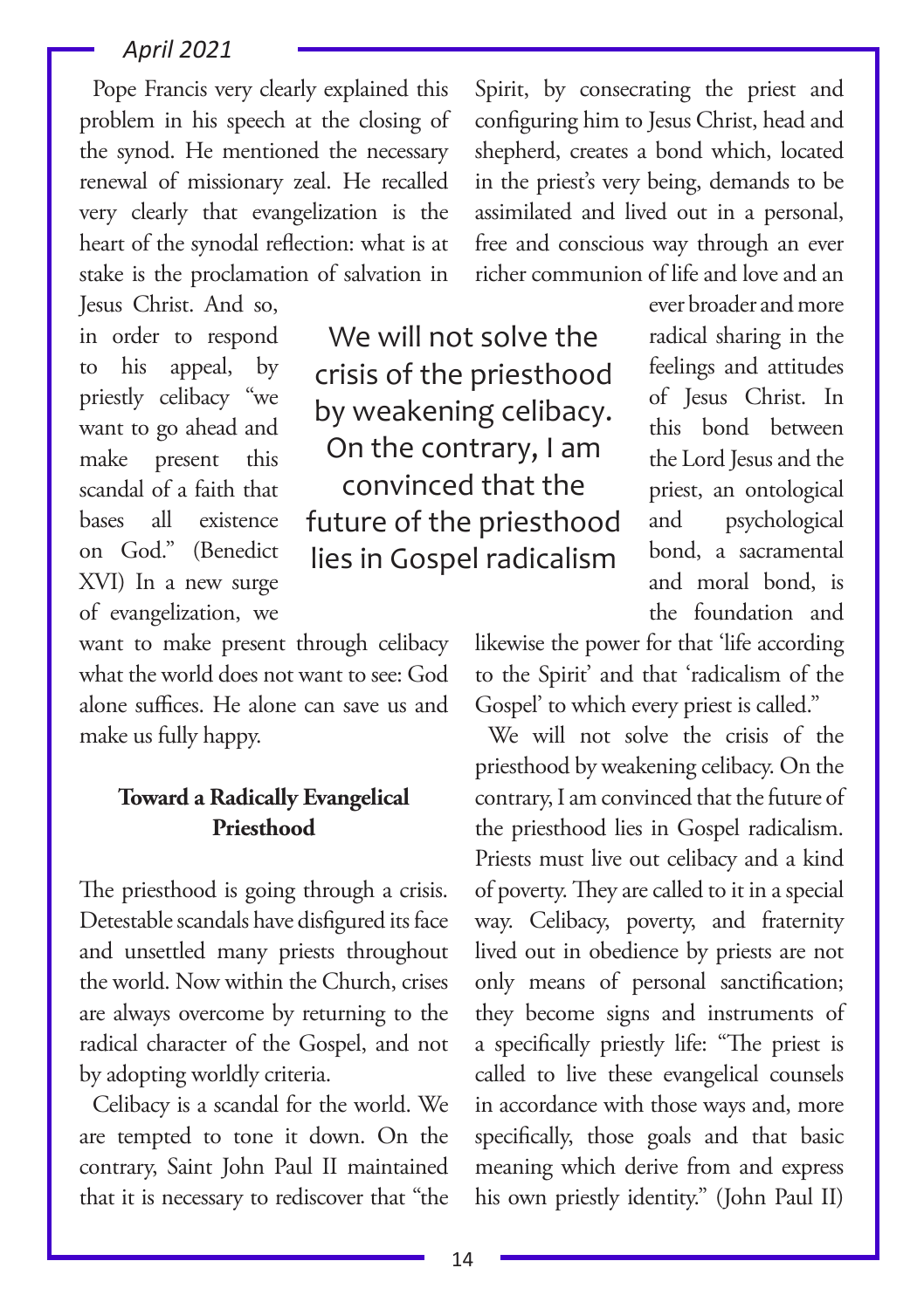Pope Francis very clearly explained this problem in his speech at the closing of the synod. He mentioned the necessary renewal of missionary zeal. He recalled very clearly that evangelization is the heart of the synodal reflection: what is at stake is the proclamation of salvation in Jesus Christ. And so, in order to respond to his appeal, by priestly celibacy "we want to go ahead and make present this scandal of a faith that bases all existence on God." (Benedict XVI) In a new surge of evangelization, we want to make present through celibacy what the world does not want to see: God alone suffices. He alone can save us and make us fully happy.

> We will not solve the crisis of the priesthood by weakening celibacy. On the contrary, I am convinced that the future of the priesthood lies in Gospel radicalism

**Toward a Radically Evangelical Priesthood**

The priesthood is going through a crisis. Detestable scandals have disfigured its face and unsettled many priests throughout the world. Now within the Church, crises are always overcome by returning to the radical character of the Gospel, and not by adopting worldly criteria.

Celibacy is a scandal for the world. We are tempted to tone it down. On the contrary, Saint John Paul II maintained that it is necessary to rediscover that "the Spirit, by consecrating the priest and configuring him to Jesus Christ, head and shepherd, creates a bond which, located in the priest's very being, demands to be assimilated and lived out in a personal, free and conscious way through an ever richer communion of life and love and an ever broader and more radical sharing in the feelings and attitudes of Jesus Christ. In this bond between the Lord Jesus and the priest, an ontological and psychological bond, a sacramental and moral bond, is the foundation and likewise the power for that 'life according to the Spirit' and that 'radicalism of the Gospel' to which every priest is called."

We will not solve the crisis of the priesthood by weakening celibacy. On the contrary, I am convinced that the future of the priesthood lies in Gospel radicalism. Priests must live out celibacy and a kind of poverty. They are called to it in a special way. Celibacy, poverty, and fraternity lived out in obedience by priests are not only means of personal sanctification; they become signs and instruments of a specifically priestly life: "The priest is called to live these evangelical counsels in accordance with those ways and, more specifically, those goals and that basic meaning which derive from and express his own priestly identity." (John Paul II)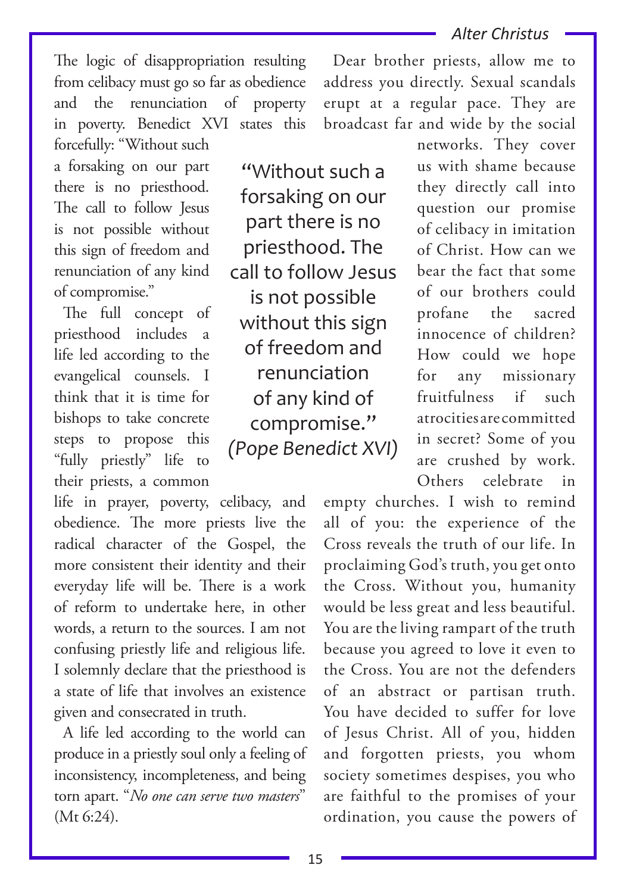The logic of disappropriation resulting from celibacy must go so far as obedience and the renunciation of property in poverty. Benedict XVI states this forcefully: "Without such a forsaking on our part there is no priesthood. The call to follow Jesus is not possible without this sign of freedom and renunciation of any kind of compromise."

> "Without such a forsaking on our part there is no priesthood. The call to follow Jesus is not possible without this sign of freedom and renunciation of any kind of compromise." *(Pope Benedict XVI)*

The full concept of priesthood includes a life led according to the evangelical counsels. I think that it is time for bishops to take concrete steps to propose this "fully priestly" life to their priests, a common life in prayer, poverty, celibacy, and obedience. The more priests live the radical character of the Gospel, the more consistent their identity and their everyday life will be. There is a work of reform to undertake here, in other words, a return to the sources. I am not confusing priestly life and religious life. I solemnly declare that the priesthood is a state of life that involves an existence given and consecrated in truth.

A life led according to the world can produce in a priestly soul only a feeling of inconsistency, incompleteness, and being torn apart. "*No one can serve two masters*" (Mt 6:24).

Dear brother priests, allow me to address you directly. Sexual scandals erupt at a regular pace. They are broadcast far and wide by the social networks. They cover us with shame because they directly call into question our promise of celibacy in imitation of Christ. How can we bear the fact that some of our brothers could profane the sacred innocence of children? How could we hope for any missionary fruitfulness if such atrocities are committed in secret? Some of you are crushed by work. Others celebrate in empty churches. I wish to remind all of you: the experience of the Cross reveals the truth of our life. In proclaiming God's truth, you get onto the Cross. Without you, humanity would be less great and less beautiful. You are the living rampart of the truth because you agreed to love it even to the Cross. You are not the defenders of an abstract or partisan truth. You have decided to suffer for love of Jesus Christ. All of you, hidden and forgotten priests, you whom society sometimes despises, you who are faithful to the promises of your ordination, you cause the powers of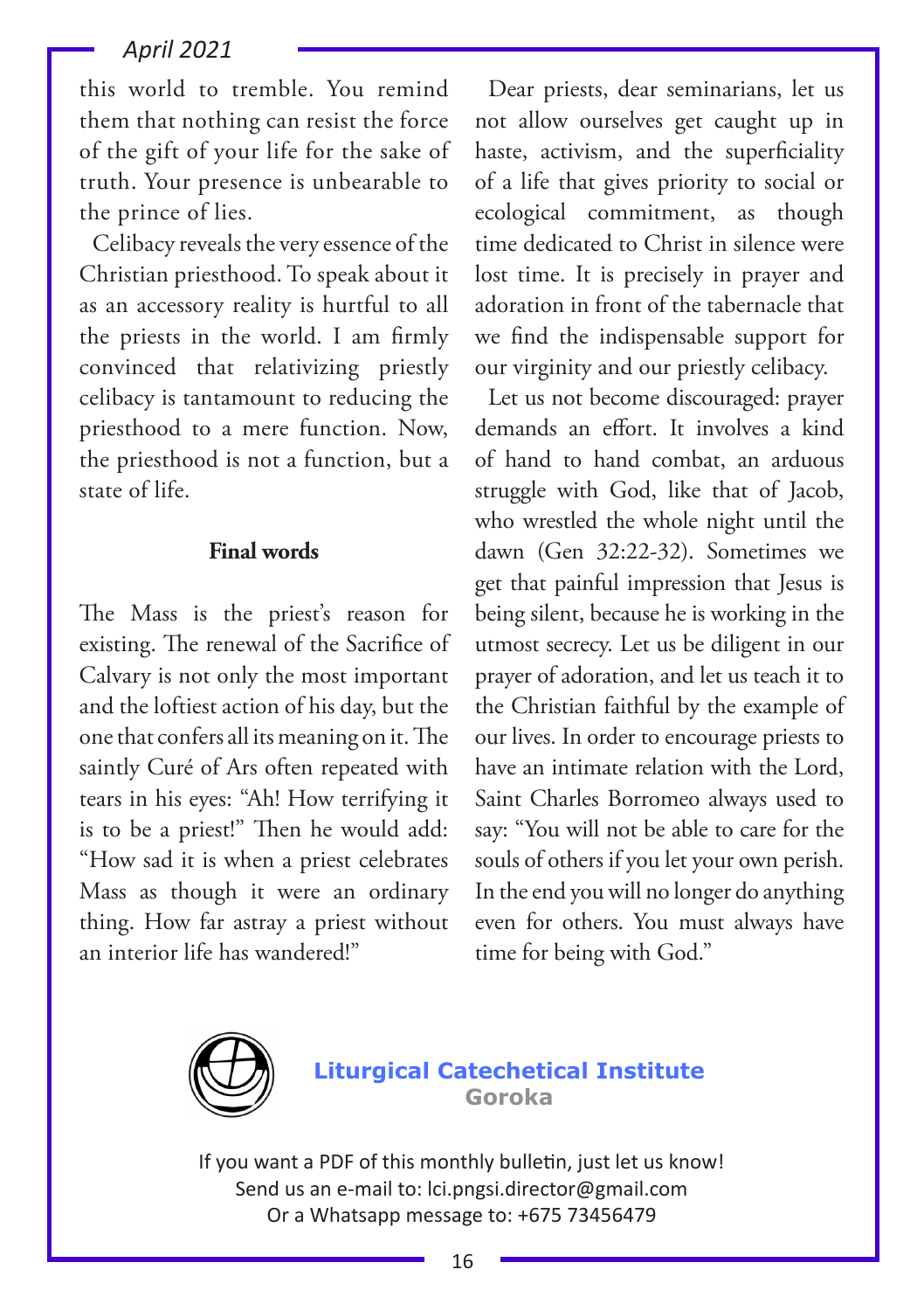this world to tremble. You remind them that nothing can resist the force of the gift of your life for the sake of truth. Your presence is unbearable to the prince of lies.

Celibacy reveals the very essence of the Christian priesthood. To speak about it as an accessory reality is hurtful to all the priests in the world. I am firmly convinced that relativizing priestly celibacy is tantamount to reducing the priesthood to a mere function. Now, the priesthood is not a function, but a state of life.

## Final words

The Mass is the priest's reason for existing. The renewal of the Sacrifice of Calvary is not only the most important and the loftiest action of his day, but the one that confers all its meaning on it. The saintly Curé of Ars often repeated with tears in his eyes: "Ah! How terrifying it is to be a priest!" Then he would add: "How sad it is when a priest celebrates Mass as though it were an ordinary thing. How far astray a priest without an interior life has wandered!"

Dear priests, dear seminarians, let us not allow ourselves get caught up in haste, activism, and the superficiality of a life that gives priority to social or ecological commitment, as though time dedicated to Christ in silence were lost time. It is precisely in prayer and adoration in front of the tabernacle that we find the indispensable support for our virginity and our priestly celibacy.

Let us not become discouraged: prayer demands an effort. It involves a kind of hand to hand combat, an arduous struggle with God, like that of Jacob, who wrestled the whole night until the dawn (Gen 32:22-32). Sometimes we get that painful impression that Jesus is being silent, because he is working in the utmost secrecy. Let us be diligent in our prayer of adoration, and let us teach it to the Christian faithful by the example of our lives. In order to encourage priests to have an intimate relation with the Lord, Saint Charles Borromeo always used to say: "You will not be able to care for the souls of others if you let your own perish. In the end you will no longer do anything even for others. You must always have time for being with God."

**Liturgical Catechetical Institute**
**Goroka**

If you want a PDF of this monthly bulletin, just let us know!
Send us an e-mail to: lci.pngsi.director@gmail.com
Or a Whatsapp message to: +675 73456479